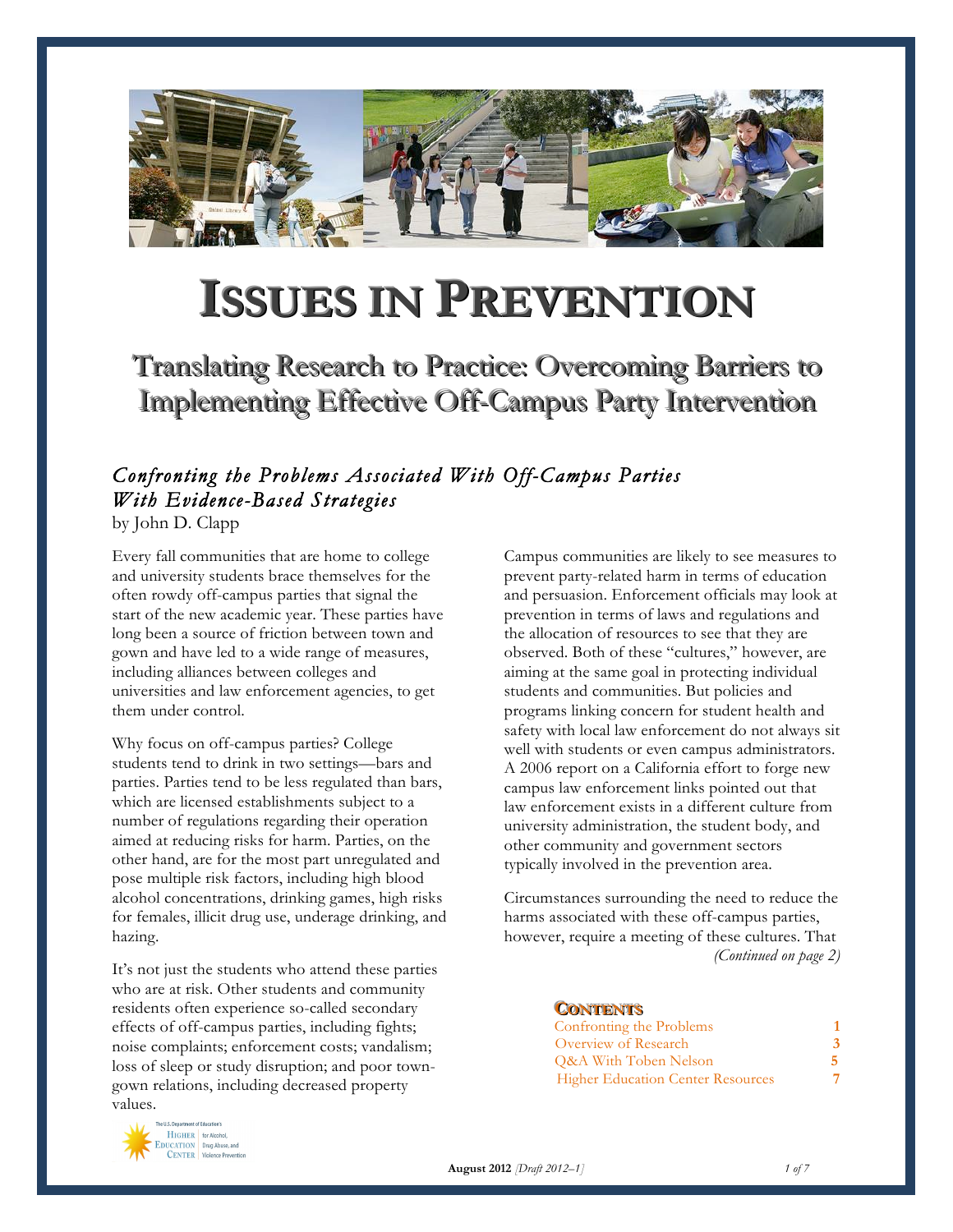# Issues in Prevention

## Translating Research to Practice: Overcoming Barriers to Implementing Effective Off-Campus Party Intervention

### *Confronting the Problems Associated With Off-Campus Parties With Evidence-Based Strategies*

by John D. Clapp

Every fall communities that are home to college and university students brace themselves for the often rowdy off-campus parties that signal the start of the new academic year. These parties have long been a source of friction between town and gown and have led to a wide range of measures, including alliances between colleges and universities and law enforcement agencies, to get them under control.

Why focus on off-campus parties? College students tend to drink in two settings—bars and parties. Parties tend to be less regulated than bars, which are licensed establishments subject to a number of regulations regarding their operation aimed at reducing risks for harm. Parties, on the other hand, are for the most part unregulated and pose multiple risk factors, including high blood alcohol concentrations, drinking games, high risks for females, illicit drug use, underage drinking, and hazing.

It's not just the students who attend these parties who are at risk. Other students and community residents often experience so-called secondary effects of off-campus parties, including fights; noise complaints; enforcement costs; vandalism; loss of sleep or study disruption; and poor town-gown relations, including decreased property values.

Campus communities are likely to see measures to prevent party-related harm in terms of education and persuasion. Enforcement officials may look at prevention in terms of laws and regulations and the allocation of resources to see that they are observed. Both of these "cultures," however, are aiming at the same goal in protecting individual students and communities. But policies and programs linking concern for student health and safety with local law enforcement do not always sit well with students or even campus administrators. A 2006 report on a California effort to forge new campus law enforcement links pointed out that law enforcement exists in a different culture from university administration, the student body, and other community and government sectors typically involved in the prevention area.

Circumstances surrounding the need to reduce the harms associated with these off-campus parties, however, require a meeting of these cultures. That

*(Continued on page 2)*

**Contents**

| | |
|---|---|
| Confronting the Problems | 1 |
| Overview of Research | 3 |
| Q&A With Toben Nelson | 5 |
| Higher Education Center Resources | 7 |

The U.S. Department of Education's Higher Education Center for Alcohol, Drug Abuse, and Violence Prevention

August 2012 *[Draft 2012–1]*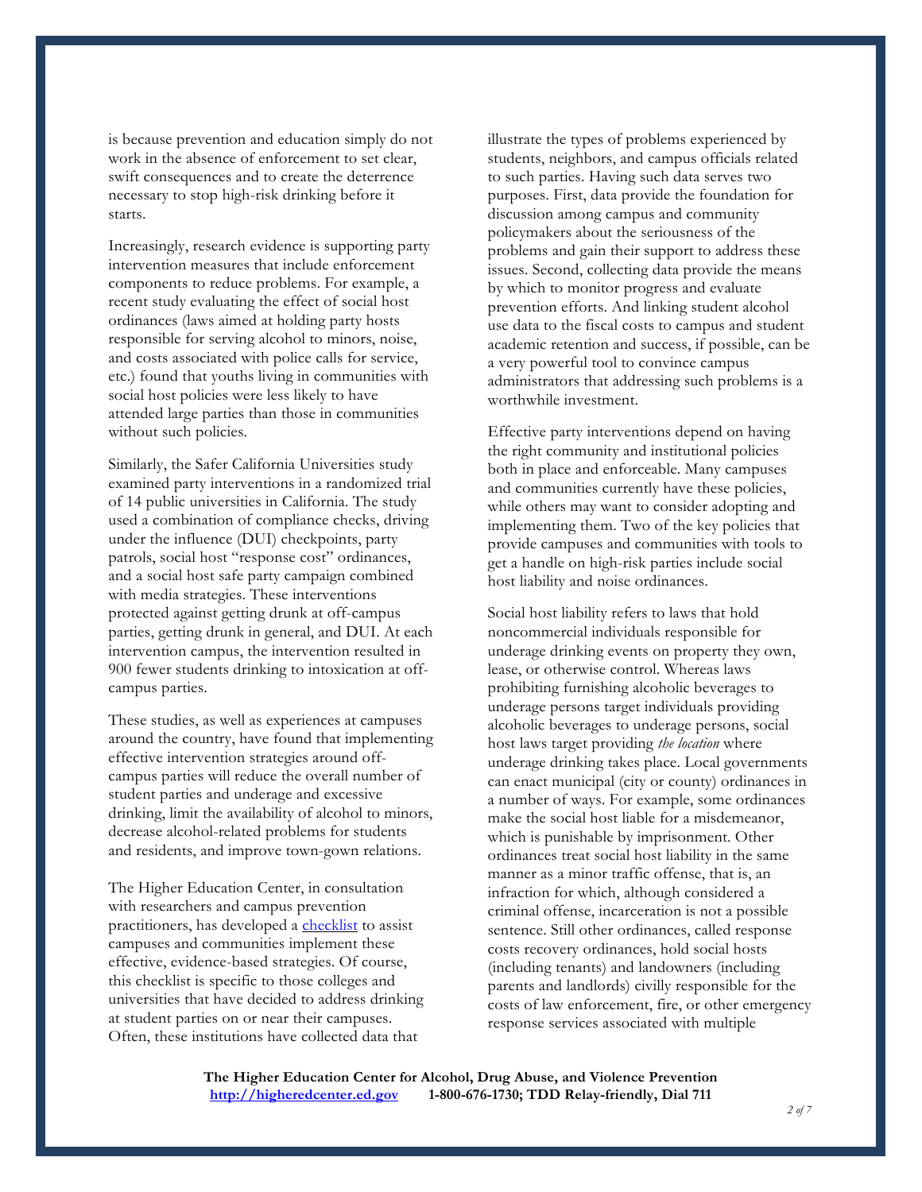is because prevention and education simply do not work in the absence of enforcement to set clear, swift consequences and to create the deterrence necessary to stop high-risk drinking before it starts.

Increasingly, research evidence is supporting party intervention measures that include enforcement components to reduce problems. For example, a recent study evaluating the effect of social host ordinances (laws aimed at holding party hosts responsible for serving alcohol to minors, noise, and costs associated with police calls for service, etc.) found that youths living in communities with social host policies were less likely to have attended large parties than those in communities without such policies.

Similarly, the Safer California Universities study examined party interventions in a randomized trial of 14 public universities in California. The study used a combination of compliance checks, driving under the influence (DUI) checkpoints, party patrols, social host "response cost" ordinances, and a social host safe party campaign combined with media strategies. These interventions protected against getting drunk at off-campus parties, getting drunk in general, and DUI. At each intervention campus, the intervention resulted in 900 fewer students drinking to intoxication at off-campus parties.

These studies, as well as experiences at campuses around the country, have found that implementing effective intervention strategies around off-campus parties will reduce the overall number of student parties and underage and excessive drinking, limit the availability of alcohol to minors, decrease alcohol-related problems for students and residents, and improve town-gown relations.

The Higher Education Center, in consultation with researchers and campus prevention practitioners, has developed a checklist to assist campuses and communities implement these effective, evidence-based strategies. Of course, this checklist is specific to those colleges and universities that have decided to address drinking at student parties on or near their campuses. Often, these institutions have collected data that illustrate the types of problems experienced by students, neighbors, and campus officials related to such parties. Having such data serves two purposes. First, data provide the foundation for discussion among campus and community policymakers about the seriousness of the problems and gain their support to address these issues. Second, collecting data provide the means by which to monitor progress and evaluate prevention efforts. And linking student alcohol use data to the fiscal costs to campus and student academic retention and success, if possible, can be a very powerful tool to convince campus administrators that addressing such problems is a worthwhile investment.

Effective party interventions depend on having the right community and institutional policies both in place and enforceable. Many campuses and communities currently have these policies, while others may want to consider adopting and implementing them. Two of the key policies that provide campuses and communities with tools to get a handle on high-risk parties include social host liability and noise ordinances.

Social host liability refers to laws that hold noncommercial individuals responsible for underage drinking events on property they own, lease, or otherwise control. Whereas laws prohibiting furnishing alcoholic beverages to underage persons target individuals providing alcoholic beverages to underage persons, social host laws target providing *the location* where underage drinking takes place. Local governments can enact municipal (city or county) ordinances in a number of ways. For example, some ordinances make the social host liable for a misdemeanor, which is punishable by imprisonment. Other ordinances treat social host liability in the same manner as a minor traffic offense, that is, an infraction for which, although considered a criminal offense, incarceration is not a possible sentence. Still other ordinances, called response costs recovery ordinances, hold social hosts (including tenants) and landowners (including parents and landlords) civilly responsible for the costs of law enforcement, fire, or other emergency response services associated with multiple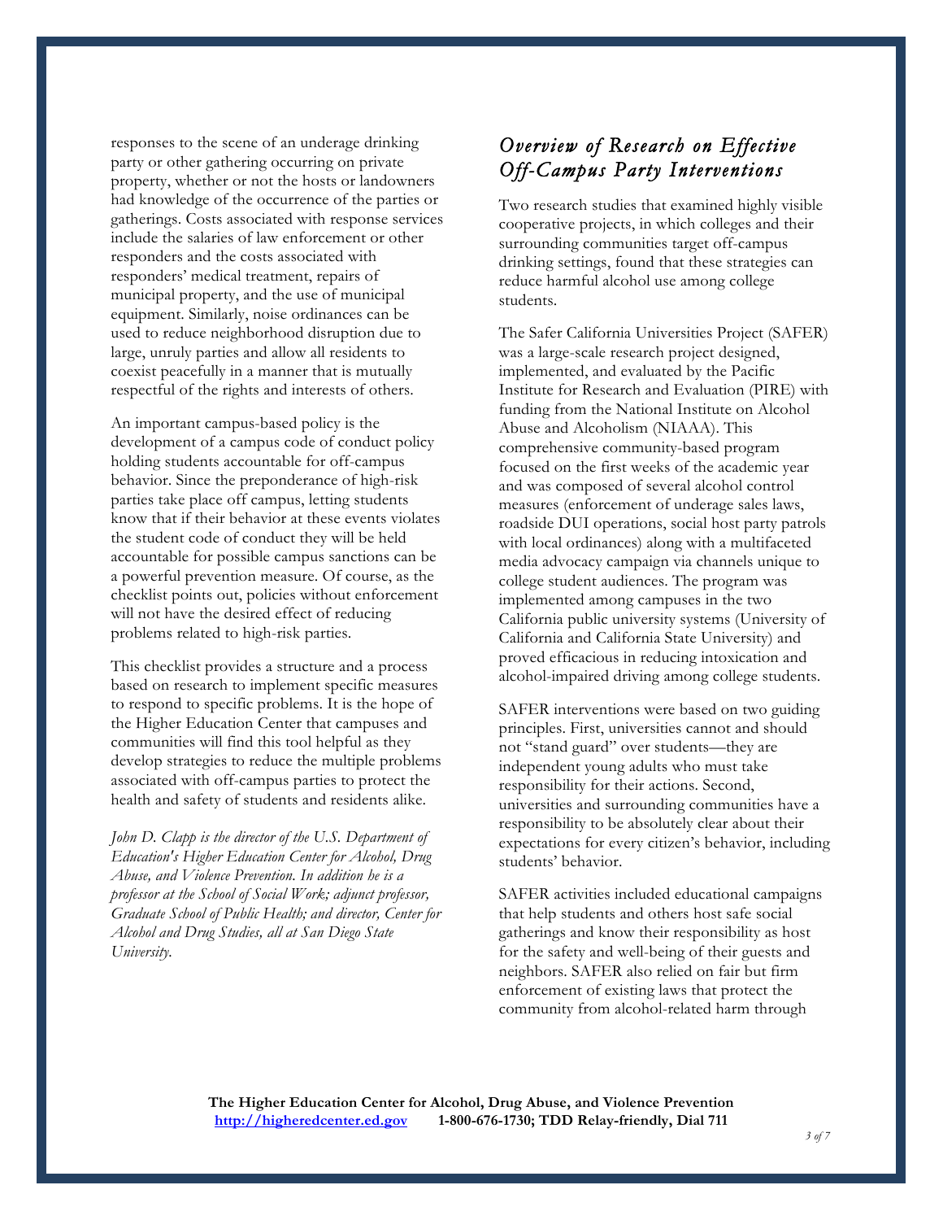responses to the scene of an underage drinking party or other gathering occurring on private property, whether or not the hosts or landowners had knowledge of the occurrence of the parties or gatherings. Costs associated with response services include the salaries of law enforcement or other responders and the costs associated with responders' medical treatment, repairs of municipal property, and the use of municipal equipment. Similarly, noise ordinances can be used to reduce neighborhood disruption due to large, unruly parties and allow all residents to coexist peacefully in a manner that is mutually respectful of the rights and interests of others.

An important campus-based policy is the development of a campus code of conduct policy holding students accountable for off-campus behavior. Since the preponderance of high-risk parties take place off campus, letting students know that if their behavior at these events violates the student code of conduct they will be held accountable for possible campus sanctions can be a powerful prevention measure. Of course, as the checklist points out, policies without enforcement will not have the desired effect of reducing problems related to high-risk parties.

This checklist provides a structure and a process based on research to implement specific measures to respond to specific problems. It is the hope of the Higher Education Center that campuses and communities will find this tool helpful as they develop strategies to reduce the multiple problems associated with off-campus parties to protect the health and safety of students and residents alike.

*John D. Clapp is the director of the U.S. Department of Education's Higher Education Center for Alcohol, Drug Abuse, and Violence Prevention. In addition he is a professor at the School of Social Work; adjunct professor, Graduate School of Public Health; and director, Center for Alcohol and Drug Studies, all at San Diego State University.*

## *Overview of Research on Effective Off-Campus Party Interventions*

Two research studies that examined highly visible cooperative projects, in which colleges and their surrounding communities target off-campus drinking settings, found that these strategies can reduce harmful alcohol use among college students.

The Safer California Universities Project (SAFER) was a large-scale research project designed, implemented, and evaluated by the Pacific Institute for Research and Evaluation (PIRE) with funding from the National Institute on Alcohol Abuse and Alcoholism (NIAAA). This comprehensive community-based program focused on the first weeks of the academic year and was composed of several alcohol control measures (enforcement of underage sales laws, roadside DUI operations, social host party patrols with local ordinances) along with a multifaceted media advocacy campaign via channels unique to college student audiences. The program was implemented among campuses in the two California public university systems (University of California and California State University) and proved efficacious in reducing intoxication and alcohol-impaired driving among college students.

SAFER interventions were based on two guiding principles. First, universities cannot and should not "stand guard" over students—they are independent young adults who must take responsibility for their actions. Second, universities and surrounding communities have a responsibility to be absolutely clear about their expectations for every citizen's behavior, including students' behavior.

SAFER activities included educational campaigns that help students and others host safe social gatherings and know their responsibility as host for the safety and well-being of their guests and neighbors. SAFER also relied on fair but firm enforcement of existing laws that protect the community from alcohol-related harm through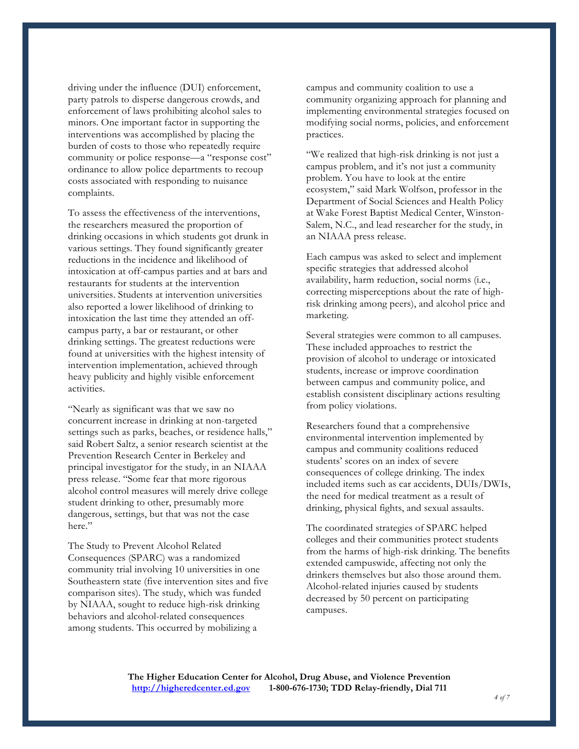driving under the influence (DUI) enforcement, party patrols to disperse dangerous crowds, and enforcement of laws prohibiting alcohol sales to minors. One important factor in supporting the interventions was accomplished by placing the burden of costs to those who repeatedly require community or police response—a "response cost" ordinance to allow police departments to recoup costs associated with responding to nuisance complaints.

To assess the effectiveness of the interventions, the researchers measured the proportion of drinking occasions in which students got drunk in various settings. They found significantly greater reductions in the incidence and likelihood of intoxication at off-campus parties and at bars and restaurants for students at the intervention universities. Students at intervention universities also reported a lower likelihood of drinking to intoxication the last time they attended an off-campus party, a bar or restaurant, or other drinking settings. The greatest reductions were found at universities with the highest intensity of intervention implementation, achieved through heavy publicity and highly visible enforcement activities.

"Nearly as significant was that we saw no concurrent increase in drinking at non-targeted settings such as parks, beaches, or residence halls," said Robert Saltz, a senior research scientist at the Prevention Research Center in Berkeley and principal investigator for the study, in an NIAAA press release. "Some fear that more rigorous alcohol control measures will merely drive college student drinking to other, presumably more dangerous, settings, but that was not the case here."

The Study to Prevent Alcohol Related Consequences (SPARC) was a randomized community trial involving 10 universities in one Southeastern state (five intervention sites and five comparison sites). The study, which was funded by NIAAA, sought to reduce high-risk drinking behaviors and alcohol-related consequences among students. This occurred by mobilizing a campus and community coalition to use a community organizing approach for planning and implementing environmental strategies focused on modifying social norms, policies, and enforcement practices.

"We realized that high-risk drinking is not just a campus problem, and it's not just a community problem. You have to look at the entire ecosystem," said Mark Wolfson, professor in the Department of Social Sciences and Health Policy at Wake Forest Baptist Medical Center, Winston-Salem, N.C., and lead researcher for the study, in an NIAAA press release.

Each campus was asked to select and implement specific strategies that addressed alcohol availability, harm reduction, social norms (i.e., correcting misperceptions about the rate of high-risk drinking among peers), and alcohol price and marketing.

Several strategies were common to all campuses. These included approaches to restrict the provision of alcohol to underage or intoxicated students, increase or improve coordination between campus and community police, and establish consistent disciplinary actions resulting from policy violations.

Researchers found that a comprehensive environmental intervention implemented by campus and community coalitions reduced students' scores on an index of severe consequences of college drinking. The index included items such as car accidents, DUIs/DWIs, the need for medical treatment as a result of drinking, physical fights, and sexual assaults.

The coordinated strategies of SPARC helped colleges and their communities protect students from the harms of high-risk drinking. The benefits extended campuswide, affecting not only the drinkers themselves but also those around them. Alcohol-related injuries caused by students decreased by 50 percent on participating campuses.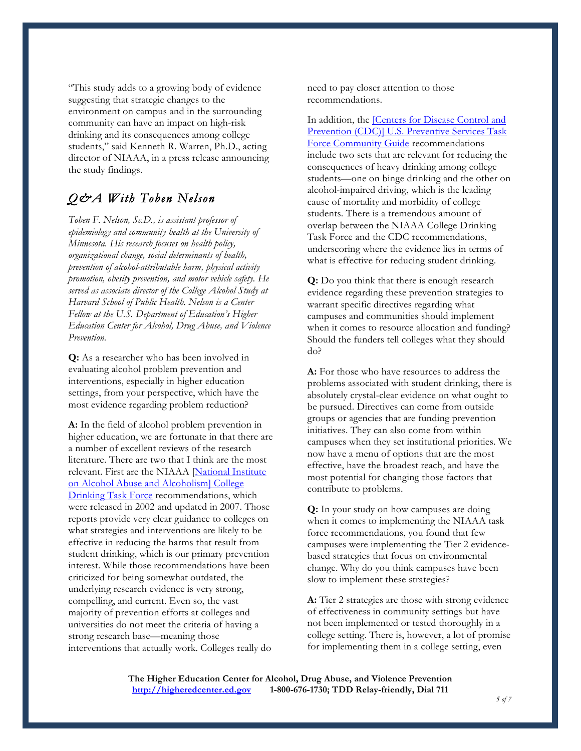"This study adds to a growing body of evidence suggesting that strategic changes to the environment on campus and in the surrounding community can have an impact on high-risk drinking and its consequences among college students," said Kenneth R. Warren, Ph.D., acting director of NIAAA, in a press release announcing the study findings.

## *Q&A With Toben Nelson*

*Toben F. Nelson, Sc.D., is assistant professor of epidemiology and community health at the University of Minnesota. His research focuses on health policy, organizational change, social determinants of health, prevention of alcohol-attributable harm, physical activity promotion, obesity prevention, and motor vehicle safety. He served as associate director of the College Alcohol Study at Harvard School of Public Health. Nelson is a Center Fellow at the U.S. Department of Education's Higher Education Center for Alcohol, Drug Abuse, and Violence Prevention.*

**Q:** As a researcher who has been involved in evaluating alcohol problem prevention and interventions, especially in higher education settings, from your perspective, which have the most evidence regarding problem reduction?

**A:** In the field of alcohol problem prevention in higher education, we are fortunate in that there are a number of excellent reviews of the research literature. There are two that I think are the most relevant. First are the NIAAA [National Institute on Alcohol Abuse and Alcoholism] College Drinking Task Force recommendations, which were released in 2002 and updated in 2007. Those reports provide very clear guidance to colleges on what strategies and interventions are likely to be effective in reducing the harms that result from student drinking, which is our primary prevention interest. While those recommendations have been criticized for being somewhat outdated, the underlying research evidence is very strong, compelling, and current. Even so, the vast majority of prevention efforts at colleges and universities do not meet the criteria of having a strong research base—meaning those interventions that actually work. Colleges really do need to pay closer attention to those recommendations.

In addition, the [Centers for Disease Control and Prevention (CDC)] U.S. Preventive Services Task Force Community Guide recommendations include two sets that are relevant for reducing the consequences of heavy drinking among college students—one on binge drinking and the other on alcohol-impaired driving, which is the leading cause of mortality and morbidity of college students. There is a tremendous amount of overlap between the NIAAA College Drinking Task Force and the CDC recommendations, underscoring where the evidence lies in terms of what is effective for reducing student drinking.

**Q:** Do you think that there is enough research evidence regarding these prevention strategies to warrant specific directives regarding what campuses and communities should implement when it comes to resource allocation and funding? Should the funders tell colleges what they should do?

**A:** For those who have resources to address the problems associated with student drinking, there is absolutely crystal-clear evidence on what ought to be pursued. Directives can come from outside groups or agencies that are funding prevention initiatives. They can also come from within campuses when they set institutional priorities. We now have a menu of options that are the most effective, have the broadest reach, and have the most potential for changing those factors that contribute to problems.

**Q:** In your study on how campuses are doing when it comes to implementing the NIAAA task force recommendations, you found that few campuses were implementing the Tier 2 evidence-based strategies that focus on environmental change. Why do you think campuses have been slow to implement these strategies?

**A:** Tier 2 strategies are those with strong evidence of effectiveness in community settings but have not been implemented or tested thoroughly in a college setting. There is, however, a lot of promise for implementing them in a college setting, even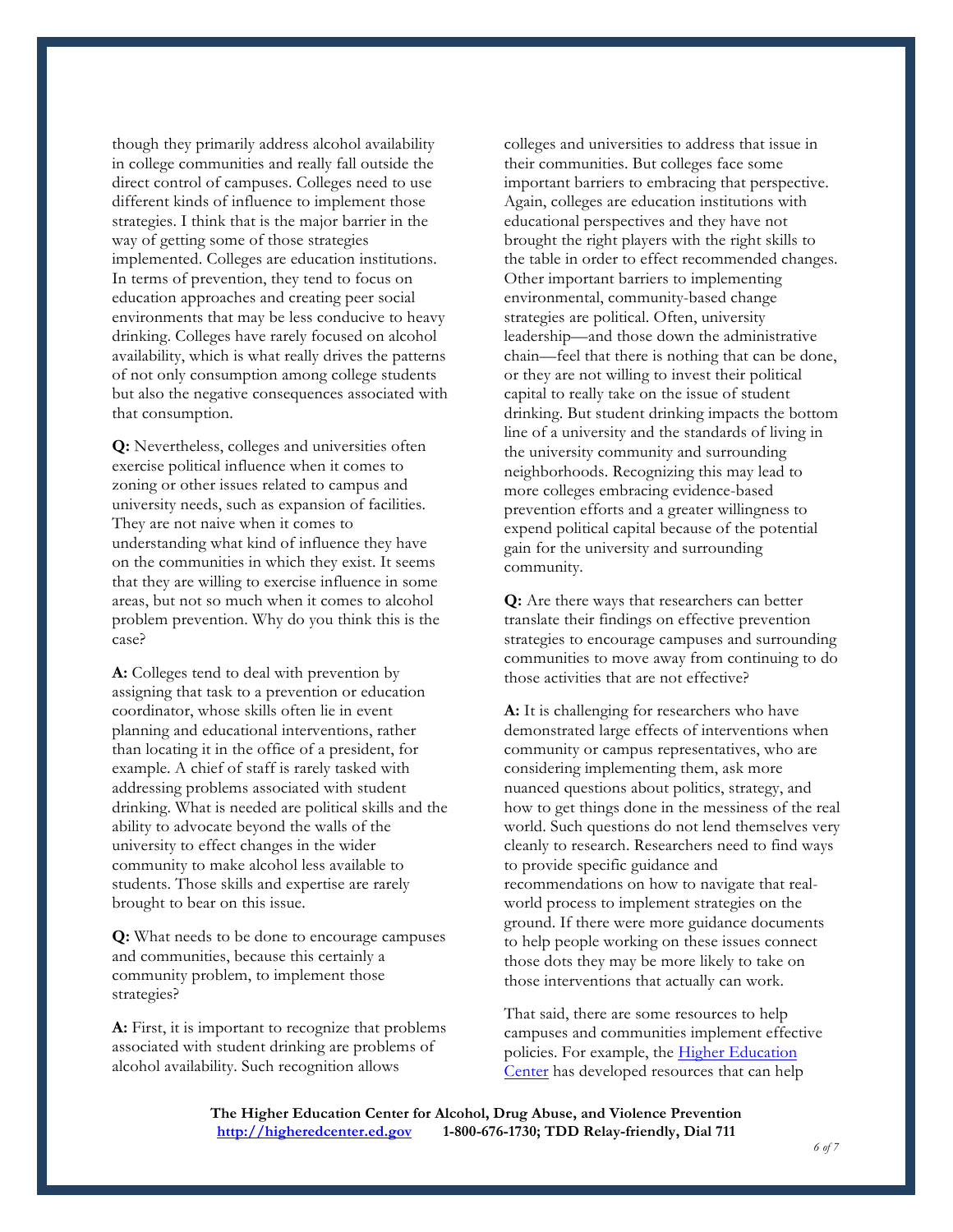though they primarily address alcohol availability in college communities and really fall outside the direct control of campuses. Colleges need to use different kinds of influence to implement those strategies. I think that is the major barrier in the way of getting some of those strategies implemented. Colleges are education institutions. In terms of prevention, they tend to focus on education approaches and creating peer social environments that may be less conducive to heavy drinking. Colleges have rarely focused on alcohol availability, which is what really drives the patterns of not only consumption among college students but also the negative consequences associated with that consumption.

**Q:** Nevertheless, colleges and universities often exercise political influence when it comes to zoning or other issues related to campus and university needs, such as expansion of facilities. They are not naive when it comes to understanding what kind of influence they have on the communities in which they exist. It seems that they are willing to exercise influence in some areas, but not so much when it comes to alcohol problem prevention. Why do you think this is the case?

**A:** Colleges tend to deal with prevention by assigning that task to a prevention or education coordinator, whose skills often lie in event planning and educational interventions, rather than locating it in the office of a president, for example. A chief of staff is rarely tasked with addressing problems associated with student drinking. What is needed are political skills and the ability to advocate beyond the walls of the university to effect changes in the wider community to make alcohol less available to students. Those skills and expertise are rarely brought to bear on this issue.

**Q:** What needs to be done to encourage campuses and communities, because this certainly a community problem, to implement those strategies?

**A:** First, it is important to recognize that problems associated with student drinking are problems of alcohol availability. Such recognition allows colleges and universities to address that issue in their communities. But colleges face some important barriers to embracing that perspective. Again, colleges are education institutions with educational perspectives and they have not brought the right players with the right skills to the table in order to effect recommended changes. Other important barriers to implementing environmental, community-based change strategies are political. Often, university leadership—and those down the administrative chain—feel that there is nothing that can be done, or they are not willing to invest their political capital to really take on the issue of student drinking. But student drinking impacts the bottom line of a university and the standards of living in the university community and surrounding neighborhoods. Recognizing this may lead to more colleges embracing evidence-based prevention efforts and a greater willingness to expend political capital because of the potential gain for the university and surrounding community.

**Q:** Are there ways that researchers can better translate their findings on effective prevention strategies to encourage campuses and surrounding communities to move away from continuing to do those activities that are not effective?

**A:** It is challenging for researchers who have demonstrated large effects of interventions when community or campus representatives, who are considering implementing them, ask more nuanced questions about politics, strategy, and how to get things done in the messiness of the real world. Such questions do not lend themselves very cleanly to research. Researchers need to find ways to provide specific guidance and recommendations on how to navigate that real-world process to implement strategies on the ground. If there were more guidance documents to help people working on these issues connect those dots they may be more likely to take on those interventions that actually can work.

That said, there are some resources to help campuses and communities implement effective policies. For example, the [Higher Education Center](http://higheredcenter.ed.gov) has developed resources that can help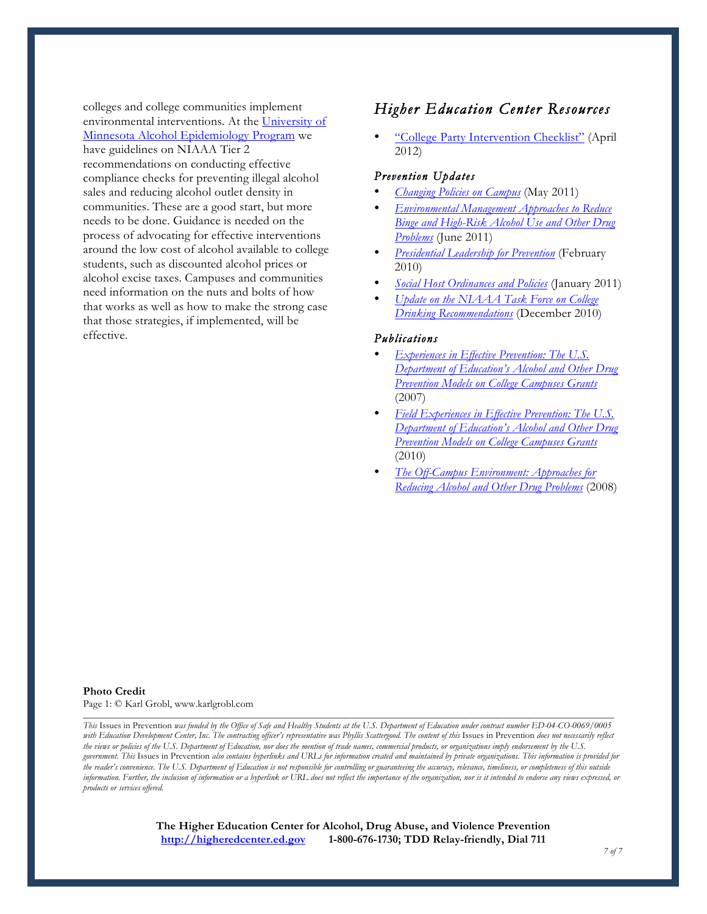colleges and college communities implement environmental interventions. At the University of Minnesota Alcohol Epidemiology Program we have guidelines on NIAAA Tier 2 recommendations on conducting effective compliance checks for preventing illegal alcohol sales and reducing alcohol outlet density in communities. These are a good start, but more needs to be done. Guidance is needed on the process of advocating for effective interventions around the low cost of alcohol available to college students, such as discounted alcohol prices or alcohol excise taxes. Campuses and communities need information on the nuts and bolts of how that works as well as how to make the strong case that those strategies, if implemented, will be effective.

## *Higher Education Center Resources*

- "College Party Intervention Checklist" (April 2012)

### *Prevention Updates*

- *Changing Policies on Campus* (May 2011)
- *Environmental Management Approaches to Reduce Binge and High-Risk Alcohol Use and Other Drug Problems* (June 2011)
- *Presidential Leadership for Prevention* (February 2010)
- *Social Host Ordinances and Policies* (January 2011)
- *Update on the NIAAA Task Force on College Drinking Recommendations* (December 2010)

### *Publications*

- *Experiences in Effective Prevention: The U.S. Department of Education's Alcohol and Other Drug Prevention Models on College Campuses Grants* (2007)
- *Field Experiences in Effective Prevention: The U.S. Department of Education's Alcohol and Other Drug Prevention Models on College Campuses Grants* (2010)
- *The Off-Campus Environment: Approaches for Reducing Alcohol and Other Drug Problems* (2008)

**Photo Credit**
Page 1: © Karl Grobl, www.karlgrobl.com

*This* Issues in Prevention *was funded by the Office of Safe and Healthy Students at the U.S. Department of Education under contract number ED-04-CO-0069/0005 with Education Development Center, Inc. The contracting officer's representative was Phyllis Scattergood. The content of this* Issues in Prevention *does not necessarily reflect the views or policies of the U.S. Department of Education, nor does the mention of trade names, commercial products, or organizations imply endorsement by the U.S. government. This* Issues in Prevention *also contains hyperlinks and URLs for information created and maintained by private organizations. This information is provided for the reader's convenience. The U.S. Department of Education is not responsible for controlling or guaranteeing the accuracy, relevance, timeliness, or completeness of this outside information. Further, the inclusion of information or a hyperlink or URL does not reflect the importance of the organization, nor is it intended to endorse any views expressed, or products or services offered.*

**The Higher Education Center for Alcohol, Drug Abuse, and Violence Prevention**
**http://higheredcenter.ed.gov 1-800-676-1730; TDD Relay-friendly, Dial 711**